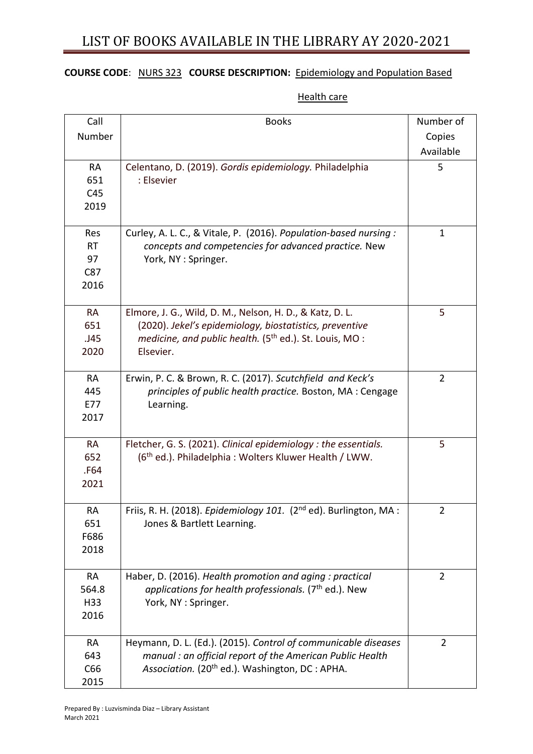# LIST OF BOOKS AVAILABLE IN THE LIBRARY AY 2020-2021

**COURSE CODE**: NURS 323 **COURSE DESCRIPTION:** Epidemiology and Population Based Health care

| Call Number | Books | Number of Copies Available |
|---|---|---|
| RA 651 C45 2019 | Celentano, D. (2019). *Gordis epidemiology.* Philadelphia : Elsevier | 5 |
| Res RT 97 C87 2016 | Curley, A. L. C., & Vitale, P. (2016). *Population-based nursing : concepts and competencies for advanced practice.* New York, NY : Springer. | 1 |
| RA 651 .J45 2020 | Elmore, J. G., Wild, D. M., Nelson, H. D., & Katz, D. L. (2020). *Jekel's epidemiology, biostatistics, preventive medicine, and public health.* (5th ed.). St. Louis, MO : Elsevier. | 5 |
| RA 445 E77 2017 | Erwin, P. C. & Brown, R. C. (2017). *Scutchfield and Keck's principles of public health practice.* Boston, MA : Cengage Learning. | 2 |
| RA 652 .F64 2021 | Fletcher, G. S. (2021). *Clinical epidemiology : the essentials.* (6th ed.). Philadelphia : Wolters Kluwer Health / LWW. | 5 |
| RA 651 F686 2018 | Friis, R. H. (2018). *Epidemiology 101.* (2nd ed). Burlington, MA : Jones & Bartlett Learning. | 2 |
| RA 564.8 H33 2016 | Haber, D. (2016). *Health promotion and aging : practical applications for health professionals.* (7th ed.). New York, NY : Springer. | 2 |
| RA 643 C66 2015 | Heymann, D. L. (Ed.). (2015). *Control of communicable diseases manual : an official report of the American Public Health Association.* (20th ed.). Washington, DC : APHA. | 2 |

Prepared By : Luzvisminda Diaz – Library Assistant
March 2021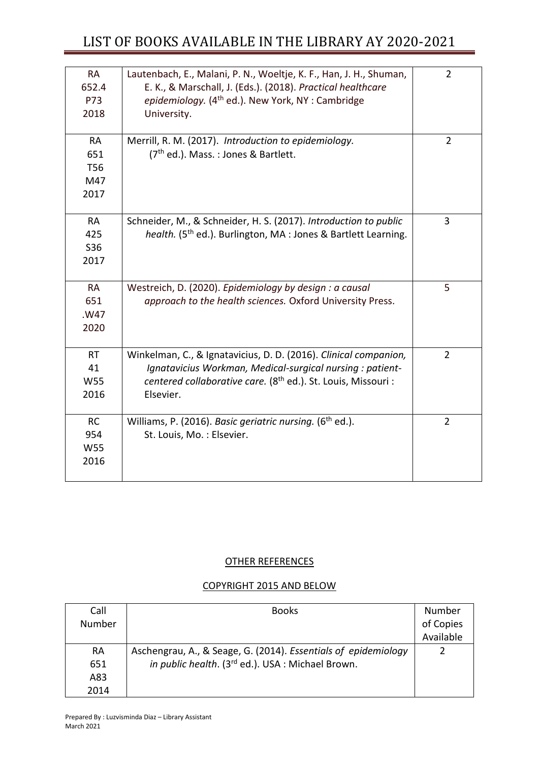# LIST OF BOOKS AVAILABLE IN THE LIBRARY AY 2020-2021

| | | |
|---|---|---|
| RA 652.4 P73 2018 | Lautenbach, E., Malani, P. N., Woeltje, K. F., Han, J. H., Shuman, E. K., & Marschall, J. (Eds.). (2018). *Practical healthcare epidemiology.* (4th ed.). New York, NY : Cambridge University. | 2 |
| RA 651 T56 M47 2017 | Merrill, R. M. (2017). *Introduction to epidemiology.* (7th ed.). Mass. : Jones & Bartlett. | 2 |
| RA 425 S36 2017 | Schneider, M., & Schneider, H. S. (2017). *Introduction to public health.* (5th ed.). Burlington, MA : Jones & Bartlett Learning. | 3 |
| RA 651 .W47 2020 | Westreich, D. (2020). *Epidemiology by design : a causal approach to the health sciences.* Oxford University Press. | 5 |
| RT 41 W55 2016 | Winkelman, C., & Ignatavicius, D. D. (2016). *Clinical companion, Ignatavicius Workman, Medical-surgical nursing : patient-centered collaborative care.* (8th ed.). St. Louis, Missouri : Elsevier. | 2 |
| RC 954 W55 2016 | Williams, P. (2016). *Basic geriatric nursing.* (6th ed.). St. Louis, Mo. : Elsevier. | 2 |

## OTHER REFERENCES

## COPYRIGHT 2015 AND BELOW

| Call Number | Books | Number of Copies Available |
|---|---|---|
| RA 651 A83 2014 | Aschengrau, A., & Seage, G. (2014). *Essentials of epidemiology in public health*. (3rd ed.). USA : Michael Brown. | 2 |

Prepared By : Luzvisminda Diaz – Library Assistant
March 2021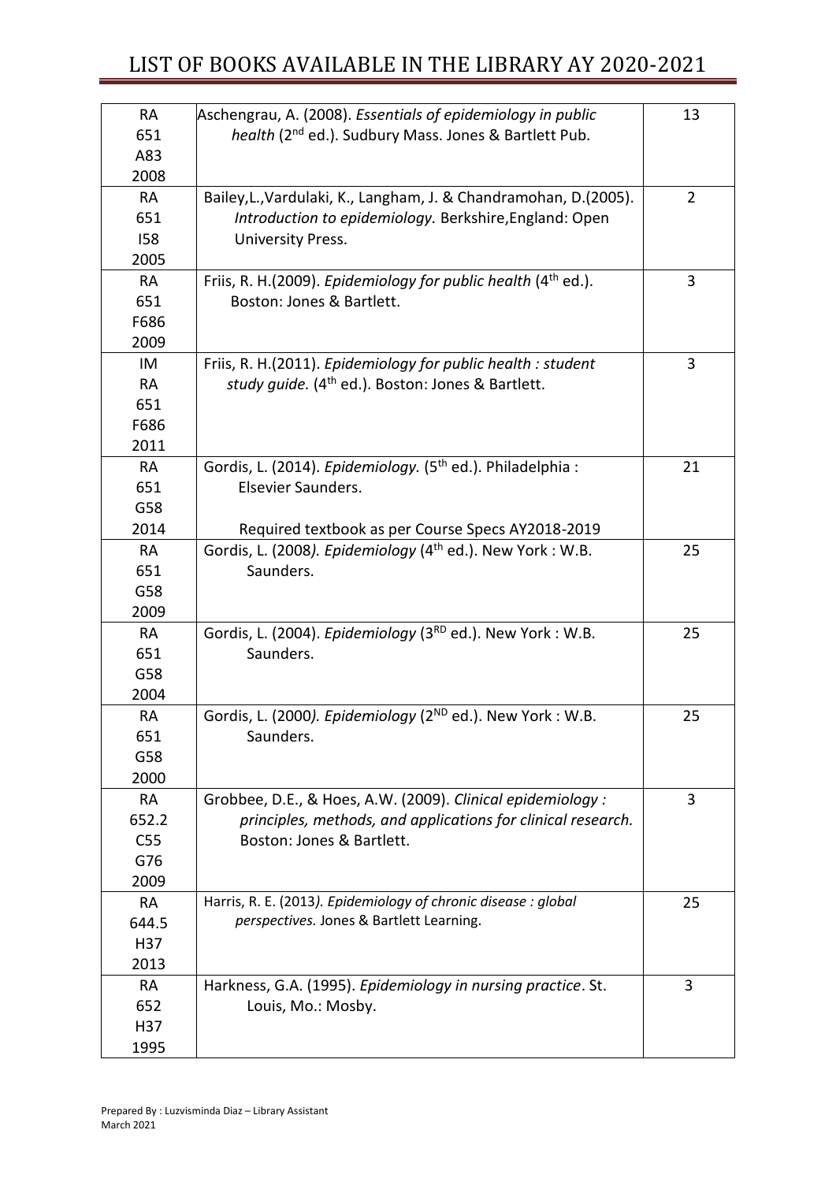| | | |
|---|---|---|
| RA 651 A83 2008 | Aschengrau, A. (2008). *Essentials of epidemiology in public health* (2nd ed.). Sudbury Mass. Jones & Bartlett Pub. | 13 |
| RA 651 I58 2005 | Bailey,L.,Vardulaki, K., Langham, J. & Chandramohan, D.(2005). *Introduction to epidemiology.* Berkshire,England: Open University Press. | 2 |
| RA 651 F686 2009 | Friis, R. H.(2009). *Epidemiology for public health* (4th ed.). Boston: Jones & Bartlett. | 3 |
| IM RA 651 F686 2011 | Friis, R. H.(2011). *Epidemiology for public health : student study guide.* (4th ed.). Boston: Jones & Bartlett. | 3 |
| RA 651 G58 2014 | Gordis, L. (2014). *Epidemiology.* (5th ed.). Philadelphia : Elsevier Saunders.<br><br>Required textbook as per Course Specs AY2018-2019 | 21 |
| RA 651 G58 2009 | Gordis, L. (2008*). Epidemiology* (4th ed.). New York : W.B. Saunders. | 25 |
| RA 651 G58 2004 | Gordis, L. (2004). *Epidemiology* (3RD ed.). New York : W.B. Saunders. | 25 |
| RA 651 G58 2000 | Gordis, L. (2000*). Epidemiology* (2ND ed.). New York : W.B. Saunders. | 25 |
| RA 652.2 C55 G76 2009 | Grobbee, D.E., & Hoes, A.W. (2009). *Clinical epidemiology : principles, methods, and applications for clinical research.* Boston: Jones & Bartlett. | 3 |
| RA 644.5 H37 2013 | Harris, R. E. (2013*). Epidemiology of chronic disease : global perspectives.* Jones & Bartlett Learning. | 25 |
| RA 652 H37 1995 | Harkness, G.A. (1995). *Epidemiology in nursing practice*. St. Louis, Mo.: Mosby. | 3 |

Prepared By : Luzvisminda Diaz – Library Assistant
March 2021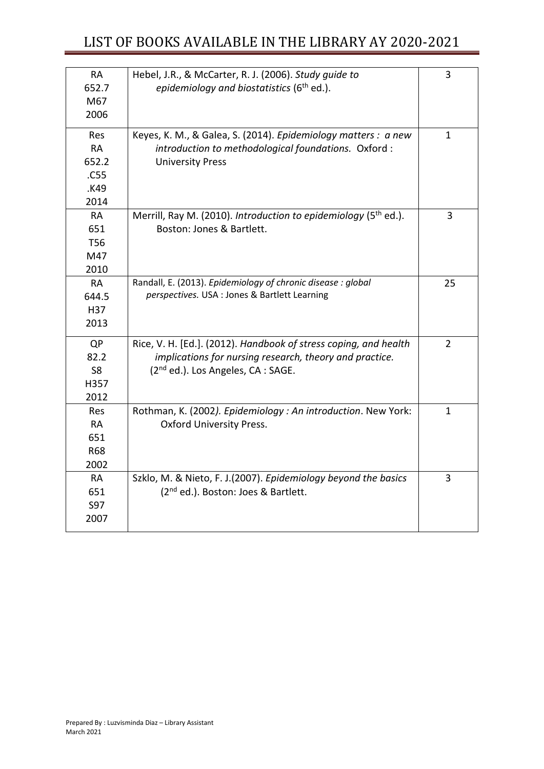# LIST OF BOOKS AVAILABLE IN THE LIBRARY AY 2020-2021

| | | |
|---|---|---|
| RA 652.7 M67 2006 | Hebel, J.R., & McCarter, R. J. (2006). *Study guide to epidemiology and biostatistics* (6th ed.). | 3 |
| Res RA 652.2 .C55 .K49 2014 | Keyes, K. M., & Galea, S. (2014). *Epidemiology matters : a new introduction to methodological foundations.* Oxford : University Press | 1 |
| RA 651 T56 M47 2010 | Merrill, Ray M. (2010). *Introduction to epidemiology* (5th ed.). Boston: Jones & Bartlett. | 3 |
| RA 644.5 H37 2013 | Randall, E. (2013). *Epidemiology of chronic disease : global perspectives.* USA : Jones & Bartlett Learning | 25 |
| QP 82.2 S8 H357 2012 | Rice, V. H. [Ed.]. (2012). *Handbook of stress coping, and health implications for nursing research, theory and practice.* (2nd ed.). Los Angeles, CA : SAGE. | 2 |
| Res RA 651 R68 2002 | Rothman, K. (2002*). Epidemiology : An introduction*. New York: Oxford University Press. | 1 |
| RA 651 S97 2007 | Szklo, M. & Nieto, F. J.(2007). *Epidemiology beyond the basics* (2nd ed.). Boston: Joes & Bartlett. | 3 |

Prepared By : Luzvisminda Diaz – Library Assistant
March 2021